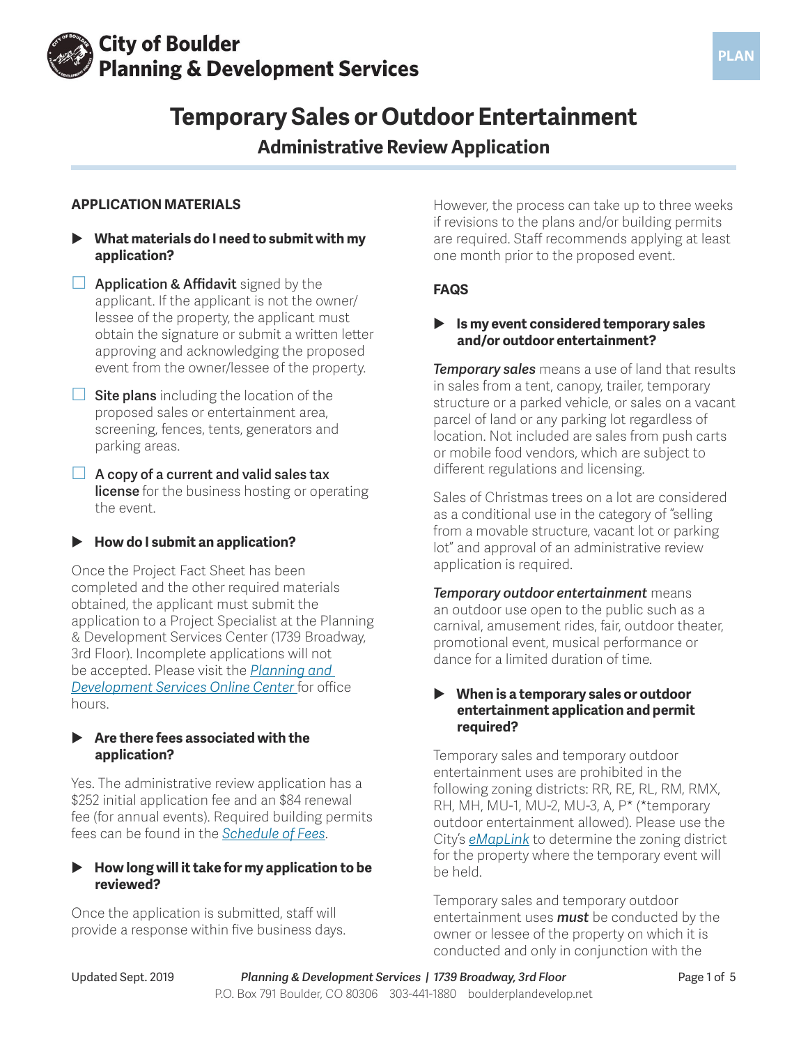City of Boulder
Planning & Development Services

PLAN

# Temporary Sales or Outdoor Entertainment

## Administrative Review Application

### APPLICATION MATERIALS

**▶ What materials do I need to submit with my application?**

- ☐ **Application & Affidavit** signed by the applicant. If the applicant is not the owner/lessee of the property, the applicant must obtain the signature or submit a written letter approving and acknowledging the proposed event from the owner/lessee of the property.
- ☐ **Site plans** including the location of the proposed sales or entertainment area, screening, fences, tents, generators and parking areas.
- ☐ **A copy of a current and valid sales tax license** for the business hosting or operating the event.

**▶ How do I submit an application?**

Once the Project Fact Sheet has been completed and the other required materials obtained, the applicant must submit the application to a Project Specialist at the Planning & Development Services Center (1739 Broadway, 3rd Floor). Incomplete applications will not be accepted. Please visit the *Planning and Development Services Online Center* for office hours.

**▶ Are there fees associated with the application?**

Yes. The administrative review application has a $252 initial application fee and an $84 renewal fee (for annual events). Required building permits fees can be found in the *Schedule of Fees*.

**▶ How long will it take for my application to be reviewed?**

Once the application is submitted, staff will provide a response within five business days. However, the process can take up to three weeks if revisions to the plans and/or building permits are required. Staff recommends applying at least one month prior to the proposed event.

### FAQS

**▶ Is my event considered temporary sales and/or outdoor entertainment?**

***Temporary sales*** means a use of land that results in sales from a tent, canopy, trailer, temporary structure or a parked vehicle, or sales on a vacant parcel of land or any parking lot regardless of location. Not included are sales from push carts or mobile food vendors, which are subject to different regulations and licensing.

Sales of Christmas trees on a lot are considered as a conditional use in the category of "selling from a movable structure, vacant lot or parking lot" and approval of an administrative review application is required.

***Temporary outdoor entertainment*** means an outdoor use open to the public such as a carnival, amusement rides, fair, outdoor theater, promotional event, musical performance or dance for a limited duration of time.

**▶ When is a temporary sales or outdoor entertainment application and permit required?**

Temporary sales and temporary outdoor entertainment uses are prohibited in the following zoning districts: RR, RE, RL, RM, RMX, RH, MH, MU-1, MU-2, MU-3, A, P* (*temporary outdoor entertainment allowed). Please use the City's *eMapLink* to determine the zoning district for the property where the temporary event will be held.

Temporary sales and temporary outdoor entertainment uses ***must*** be conducted by the owner or lessee of the property on which it is conducted and only in conjunction with the

Updated Sept. 2019

*Planning & Development Services | 1739 Broadway, 3rd Floor*
P.O. Box 791 Boulder, CO 80306 303-441-1880 boulderplandevelop.net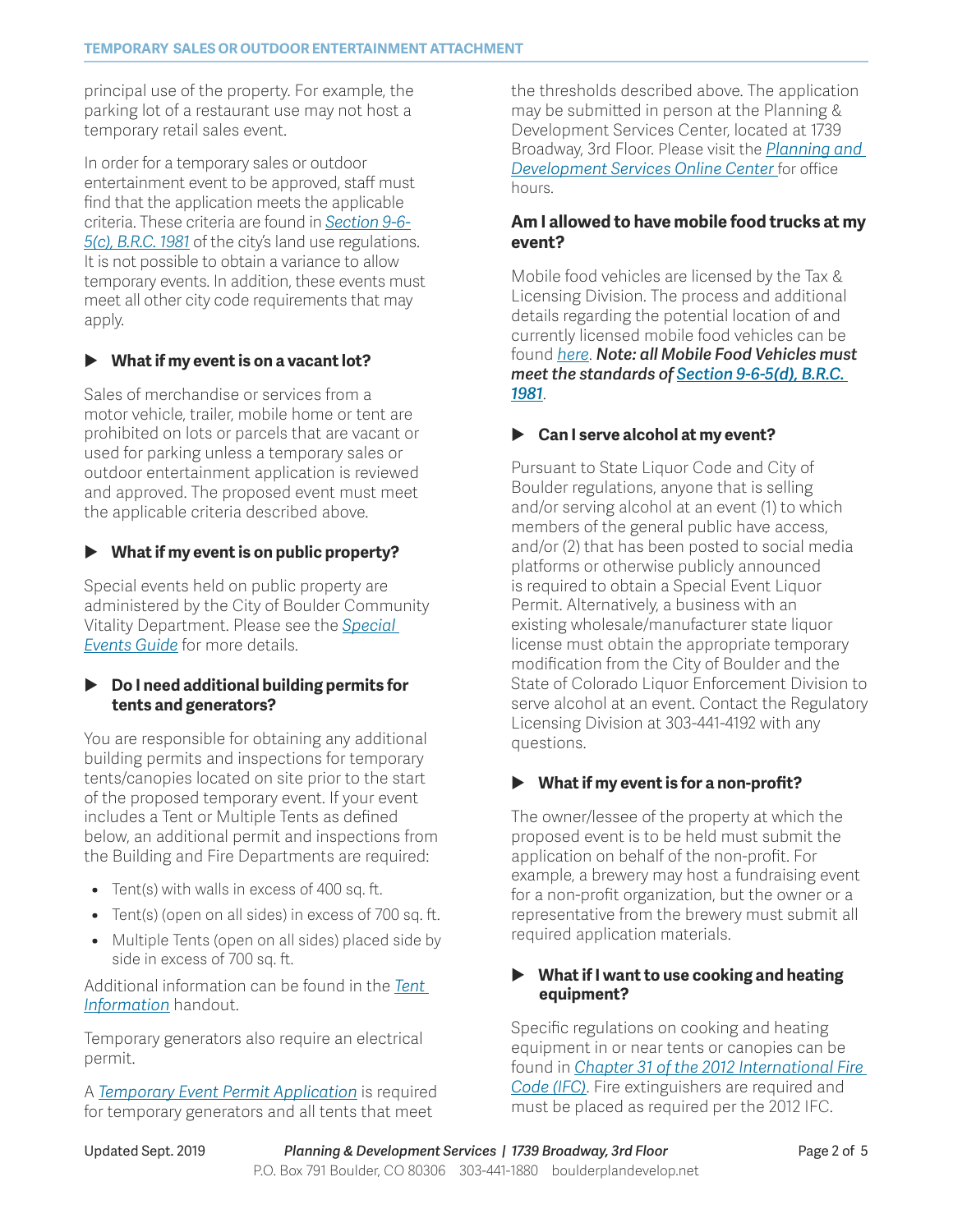principal use of the property. For example, the parking lot of a restaurant use may not host a temporary retail sales event.

In order for a temporary sales or outdoor entertainment event to be approved, staff must find that the application meets the applicable criteria. These criteria are found in *Section 9-6-5(c), B.R.C. 1981* of the city's land use regulations. It is not possible to obtain a variance to allow temporary events. In addition, these events must meet all other city code requirements that may apply.

### ▶ What if my event is on a vacant lot?

Sales of merchandise or services from a motor vehicle, trailer, mobile home or tent are prohibited on lots or parcels that are vacant or used for parking unless a temporary sales or outdoor entertainment application is reviewed and approved. The proposed event must meet the applicable criteria described above.

### ▶ What if my event is on public property?

Special events held on public property are administered by the City of Boulder Community Vitality Department. Please see the *Special Events Guide* for more details.

### ▶ Do I need additional building permits for tents and generators?

You are responsible for obtaining any additional building permits and inspections for temporary tents/canopies located on site prior to the start of the proposed temporary event. If your event includes a Tent or Multiple Tents as defined below, an additional permit and inspections from the Building and Fire Departments are required:

- Tent(s) with walls in excess of 400 sq. ft.
- Tent(s) (open on all sides) in excess of 700 sq. ft.
- Multiple Tents (open on all sides) placed side by side in excess of 700 sq. ft.

Additional information can be found in the *Tent Information* handout.

Temporary generators also require an electrical permit.

A *Temporary Event Permit Application* is required for temporary generators and all tents that meet the thresholds described above. The application may be submitted in person at the Planning & Development Services Center, located at 1739 Broadway, 3rd Floor. Please visit the *Planning and Development Services Online Center* for office hours.

### Am I allowed to have mobile food trucks at my event?

Mobile food vehicles are licensed by the Tax & Licensing Division. The process and additional details regarding the potential location of and currently licensed mobile food vehicles can be found *here*. ***Note: all Mobile Food Vehicles must meet the standards of Section 9-6-5(d), B.R.C. 1981***.

### ▶ Can I serve alcohol at my event?

Pursuant to State Liquor Code and City of Boulder regulations, anyone that is selling and/or serving alcohol at an event (1) to which members of the general public have access, and/or (2) that has been posted to social media platforms or otherwise publicly announced is required to obtain a Special Event Liquor Permit. Alternatively, a business with an existing wholesale/manufacturer state liquor license must obtain the appropriate temporary modification from the City of Boulder and the State of Colorado Liquor Enforcement Division to serve alcohol at an event. Contact the Regulatory Licensing Division at 303-441-4192 with any questions.

### ▶ What if my event is for a non-profit?

The owner/lessee of the property at which the proposed event is to be held must submit the application on behalf of the non-profit. For example, a brewery may host a fundraising event for a non-profit organization, but the owner or a representative from the brewery must submit all required application materials.

### ▶ What if I want to use cooking and heating equipment?

Specific regulations on cooking and heating equipment in or near tents or canopies can be found in *Chapter 31 of the 2012 International Fire Code (IFC)*. Fire extinguishers are required and must be placed as required per the 2012 IFC.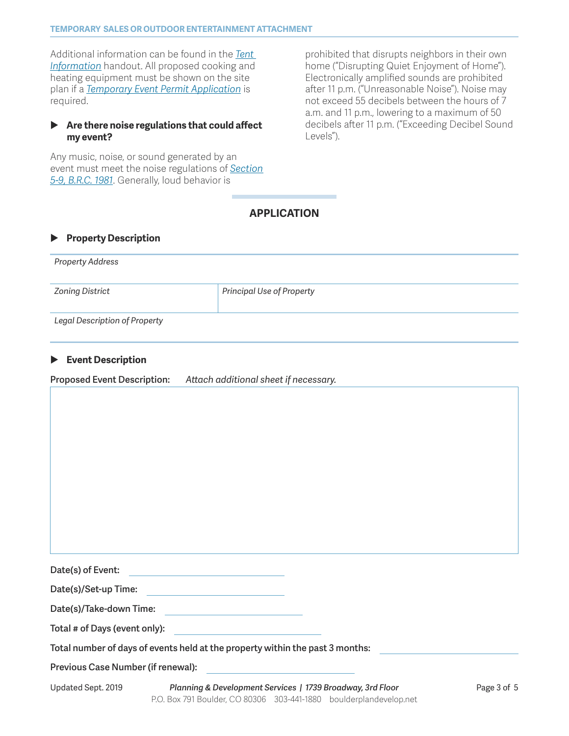Additional information can be found in the [Tent Information]() handout. All proposed cooking and heating equipment must be shown on the site plan if a [Temporary Event Permit Application]() is required.

### ▶ Are there noise regulations that could affect my event?

Any music, noise, or sound generated by an event must meet the noise regulations of [Section 5-9, B.R.C. 1981](). Generally, loud behavior is prohibited that disrupts neighbors in their own home ("Disrupting Quiet Enjoyment of Home"). Electronically amplified sounds are prohibited after 11 p.m. ("Unreasonable Noise"). Noise may not exceed 55 decibels between the hours of 7 a.m. and 11 p.m., lowering to a maximum of 50 decibels after 11 p.m. ("Exceeding Decibel Sound Levels").

## APPLICATION

### ▶ Property Description

| *Property Address* | |
|---|---|
| *Zoning District* | *Principal Use of Property* |
| *Legal Description of Property* | |

### ▶ Event Description

**Proposed Event Description:** *Attach additional sheet if necessary.*

| |
|---|
| |

**Date(s) of Event:** ______________________

**Date(s)/Set-up Time:** ______________________

**Date(s)/Take-down Time:** ______________________

**Total # of Days (event only):** ______________________

**Total number of days of events held at the property within the past 3 months:** ______________________

**Previous Case Number (if renewal):** ______________________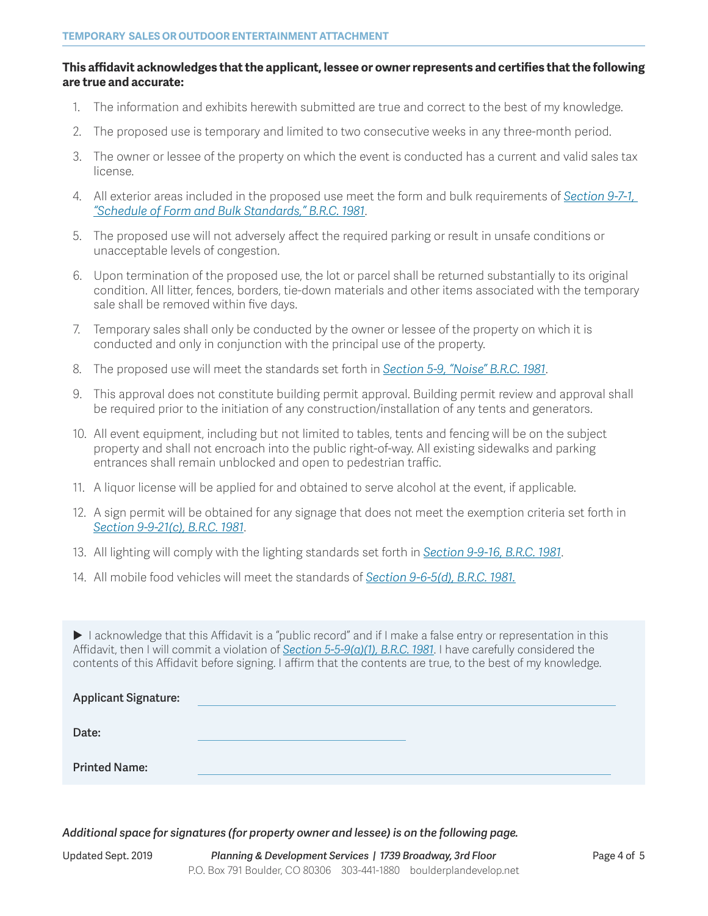**This affidavit acknowledges that the applicant, lessee or owner represents and certifies that the following are true and accurate:**

1. The information and exhibits herewith submitted are true and correct to the best of my knowledge.
2. The proposed use is temporary and limited to two consecutive weeks in any three-month period.
3. The owner or lessee of the property on which the event is conducted has a current and valid sales tax license.
4. All exterior areas included in the proposed use meet the form and bulk requirements of *Section 9-7-1, "Schedule of Form and Bulk Standards," B.R.C. 1981*.
5. The proposed use will not adversely affect the required parking or result in unsafe conditions or unacceptable levels of congestion.
6. Upon termination of the proposed use, the lot or parcel shall be returned substantially to its original condition. All litter, fences, borders, tie-down materials and other items associated with the temporary sale shall be removed within five days.
7. Temporary sales shall only be conducted by the owner or lessee of the property on which it is conducted and only in conjunction with the principal use of the property.
8. The proposed use will meet the standards set forth in *Section 5-9, "Noise" B.R.C. 1981*.
9. This approval does not constitute building permit approval. Building permit review and approval shall be required prior to the initiation of any construction/installation of any tents and generators.
10. All event equipment, including but not limited to tables, tents and fencing will be on the subject property and shall not encroach into the public right-of-way. All existing sidewalks and parking entrances shall remain unblocked and open to pedestrian traffic.
11. A liquor license will be applied for and obtained to serve alcohol at the event, if applicable.
12. A sign permit will be obtained for any signage that does not meet the exemption criteria set forth in *Section 9-9-21(c), B.R.C. 1981*.
13. All lighting will comply with the lighting standards set forth in *Section 9-9-16, B.R.C. 1981*.
14. All mobile food vehicles will meet the standards of *Section 9-6-5(d), B.R.C. 1981.*

▶ I acknowledge that this Affidavit is a "public record" and if I make a false entry or representation in this Affidavit, then I will commit a violation of *Section 5-5-9(a)(1), B.R.C. 1981*. I have carefully considered the contents of this Affidavit before signing. I affirm that the contents are true, to the best of my knowledge.

**Applicant Signature:** ______________________________

**Date:** ____________________

**Printed Name:** ______________________________

***Additional space for signatures (for property owner and lessee) is on the following page.***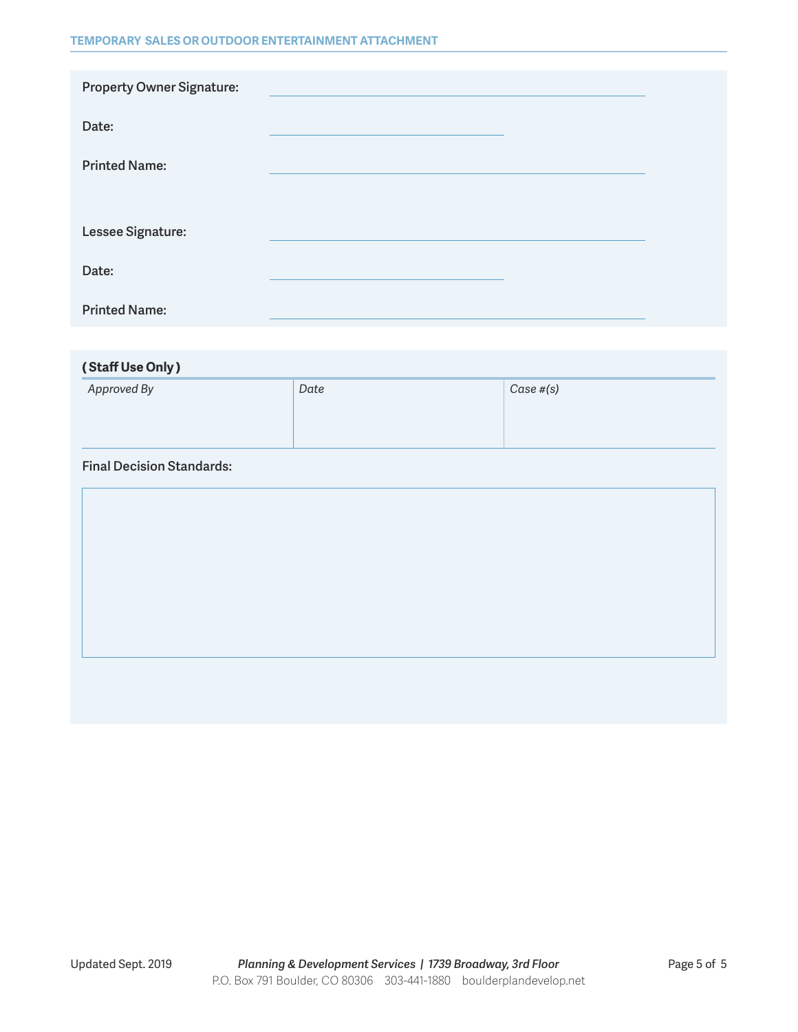Property Owner Signature: \_\_\_\_\_\_\_\_\_\_\_\_\_\_\_\_\_\_\_\_\_\_\_\_\_\_\_\_\_\_

Date: \_\_\_\_\_\_\_\_\_\_\_\_\_\_\_\_\_\_\_\_

Printed Name: \_\_\_\_\_\_\_\_\_\_\_\_\_\_\_\_\_\_\_\_\_\_\_\_\_\_\_\_\_\_

Lessee Signature: \_\_\_\_\_\_\_\_\_\_\_\_\_\_\_\_\_\_\_\_\_\_\_\_\_\_\_\_\_\_

Date: \_\_\_\_\_\_\_\_\_\_\_\_\_\_\_\_\_\_\_\_

Printed Name: \_\_\_\_\_\_\_\_\_\_\_\_\_\_\_\_\_\_\_\_\_\_\_\_\_\_\_\_\_\_

**( Staff Use Only )**

| *Approved By* | *Date* | *Case #(s)* |
|---|---|---|
| | | |

**Final Decision Standards:**

| |
|---|
| |